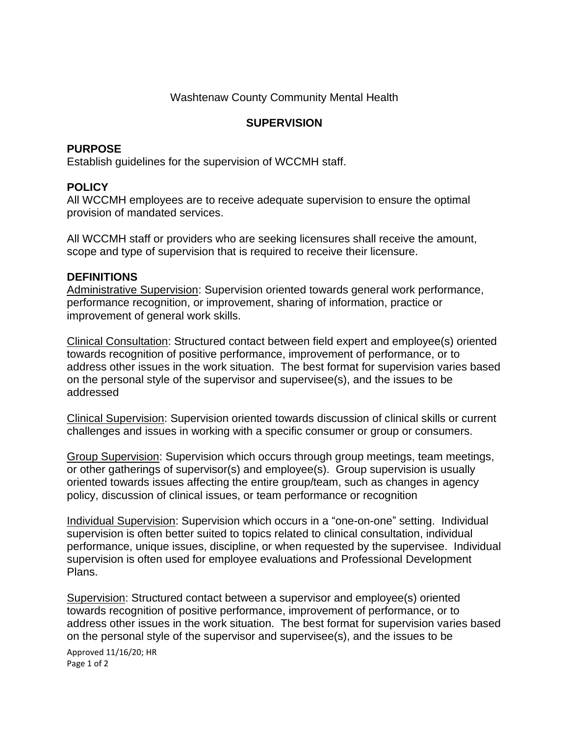Washtenaw County Community Mental Health

# SUPERVISION

## PURPOSE

Establish guidelines for the supervision of WCCMH staff.

## POLICY

All WCCMH employees are to receive adequate supervision to ensure the optimal provision of mandated services.

All WCCMH staff or providers who are seeking licensures shall receive the amount, scope and type of supervision that is required to receive their licensure.

## DEFINITIONS

Administrative Supervision: Supervision oriented towards general work performance, performance recognition, or improvement, sharing of information, practice or improvement of general work skills.

Clinical Consultation: Structured contact between field expert and employee(s) oriented towards recognition of positive performance, improvement of performance, or to address other issues in the work situation. The best format for supervision varies based on the personal style of the supervisor and supervisee(s), and the issues to be addressed

Clinical Supervision: Supervision oriented towards discussion of clinical skills or current challenges and issues in working with a specific consumer or group or consumers.

Group Supervision: Supervision which occurs through group meetings, team meetings, or other gatherings of supervisor(s) and employee(s). Group supervision is usually oriented towards issues affecting the entire group/team, such as changes in agency policy, discussion of clinical issues, or team performance or recognition

Individual Supervision: Supervision which occurs in a "one-on-one" setting. Individual supervision is often better suited to topics related to clinical consultation, individual performance, unique issues, discipline, or when requested by the supervisee. Individual supervision is often used for employee evaluations and Professional Development Plans.

Supervision: Structured contact between a supervisor and employee(s) oriented towards recognition of positive performance, improvement of performance, or to address other issues in the work situation. The best format for supervision varies based on the personal style of the supervisor and supervisee(s), and the issues to be

Approved 11/16/20; HR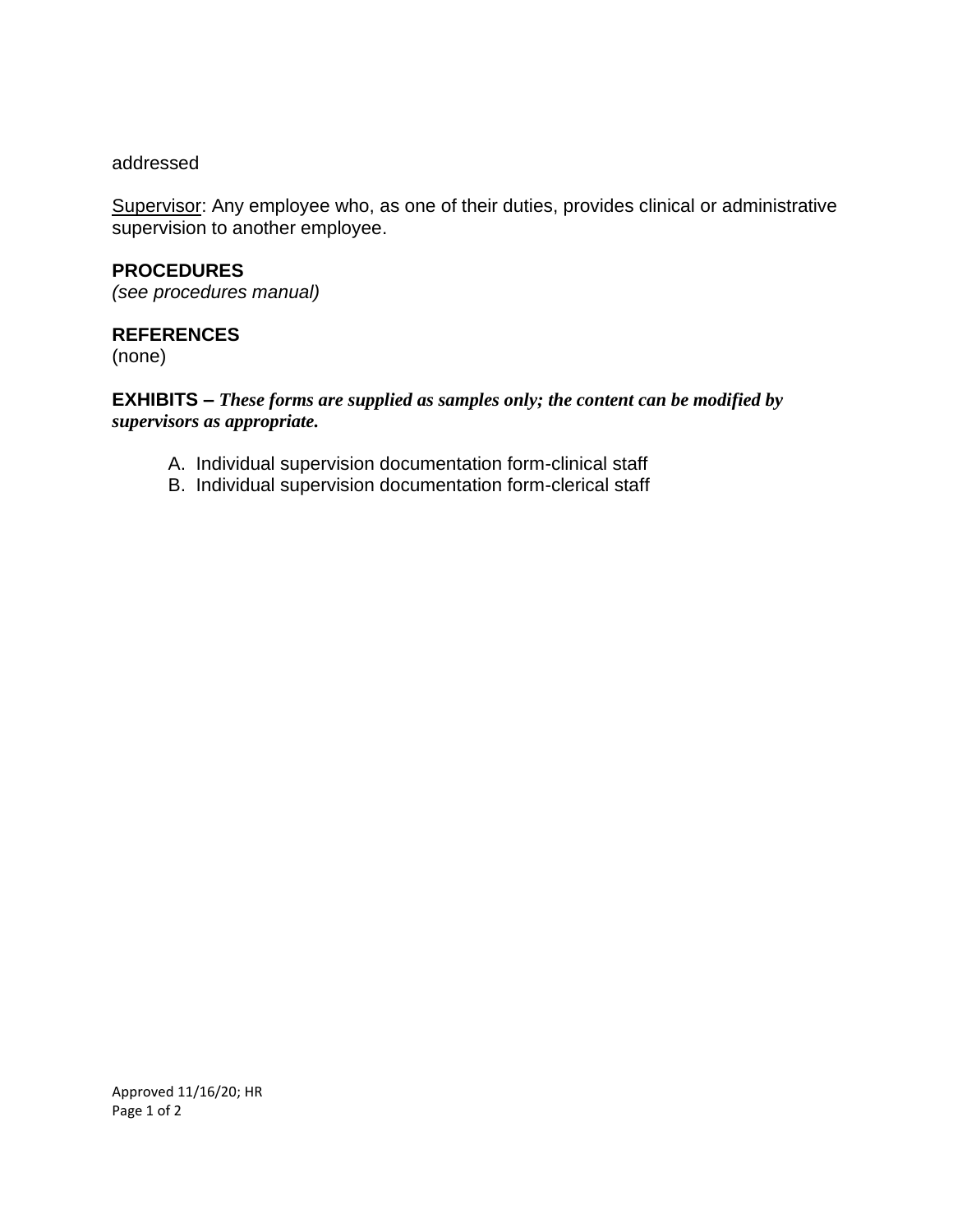addressed

Supervisor: Any employee who, as one of their duties, provides clinical or administrative supervision to another employee.

## PROCEDURES

*(see procedures manual)*

## REFERENCES

(none)

## EXHIBITS – *These forms are supplied as samples only; the content can be modified by supervisors as appropriate.*

A. Individual supervision documentation form-clinical staff
B. Individual supervision documentation form-clerical staff

Approved 11/16/20; HR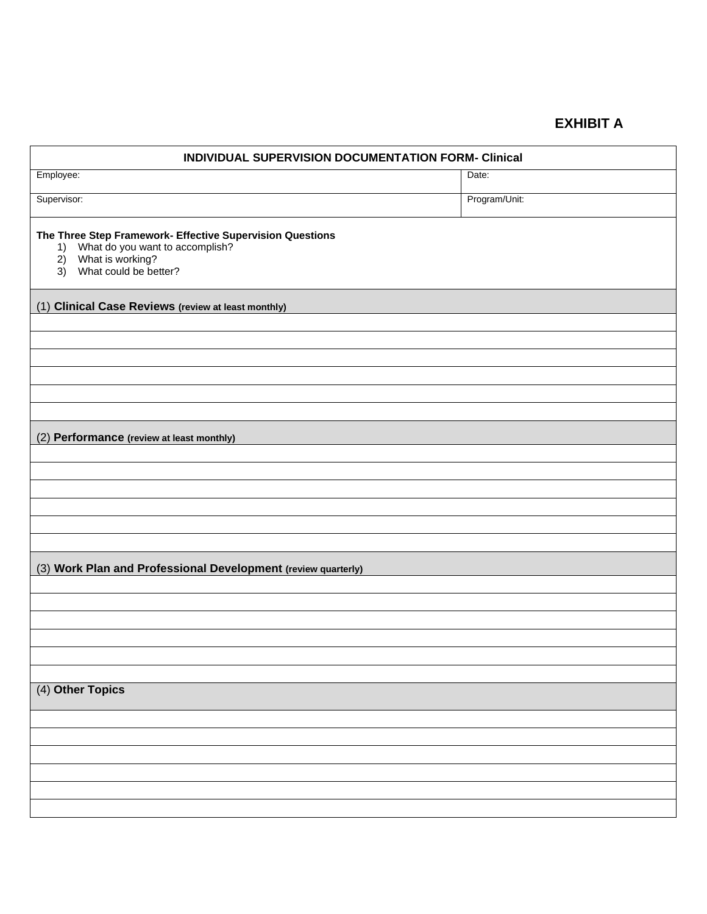**EXHIBIT A**

| INDIVIDUAL SUPERVISION DOCUMENTATION FORM- Clinical | |
|---|---|
| Employee: | Date: |
| Supervisor: | Program/Unit: |

**The Three Step Framework- Effective Supervision Questions**

1) What do you want to accomplish?
2) What is working?
3) What could be better?

| (1) **Clinical Case Reviews** **(review at least monthly)** |
|---|
| |
| |
| |
| |
| |
| |

| (2) **Performance** **(review at least monthly)** |
|---|
| |
| |
| |
| |
| |
| |

| (3) **Work Plan and Professional Development** **(review quarterly)** |
|---|
| |
| |
| |
| |
| |
| |

| (4) **Other Topics** |
|---|
| |
| |
| |
| |
| |
| |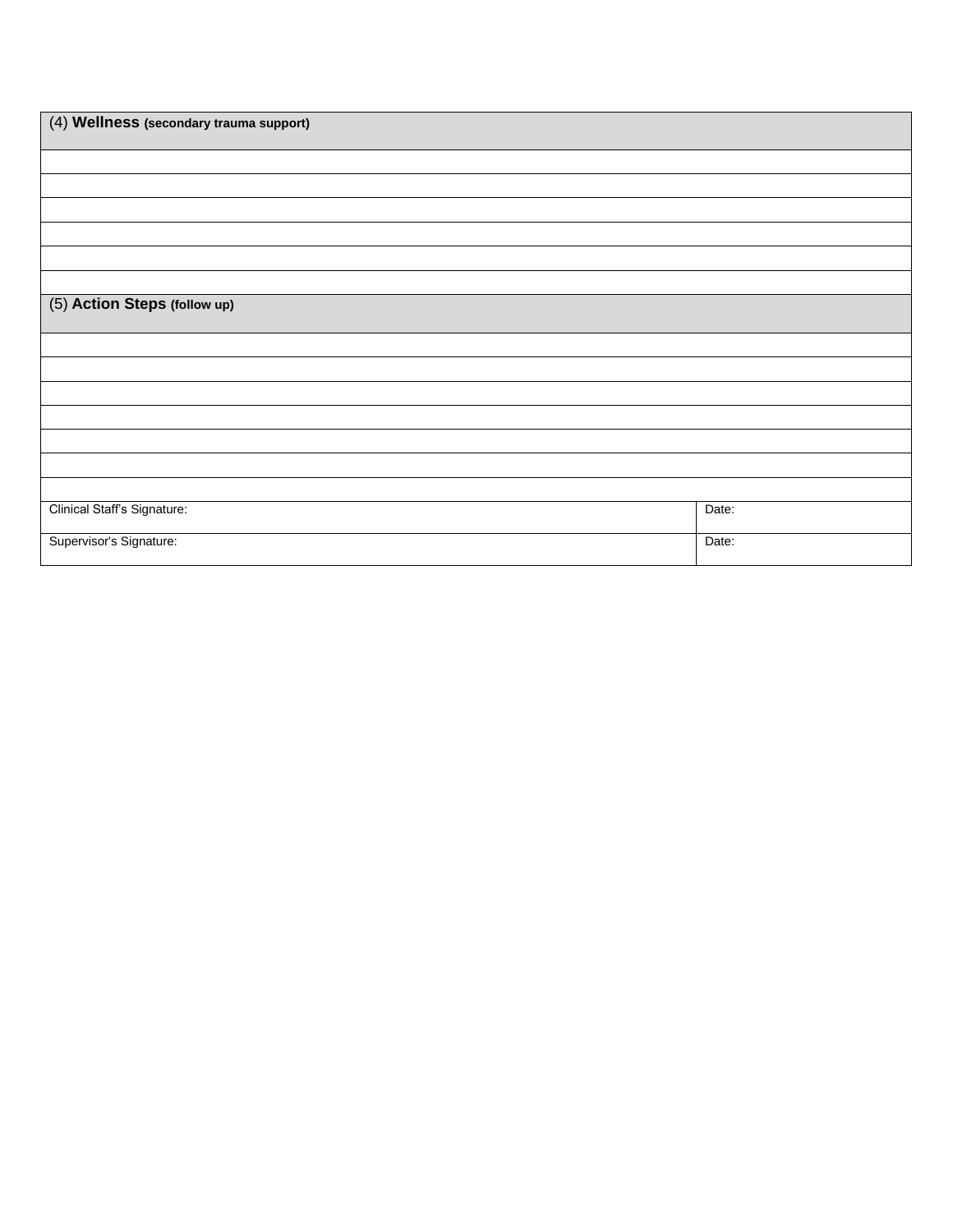| (4) **Wellness** **(secondary trauma support)** | |
|---|---|
| | |
| | |
| | |
| | |
| | |
| | |
| (5) **Action Steps** **(follow up)** | |
| | |
| | |
| | |
| | |
| | |
| | |
| | |
| Clinical Staff's Signature: | Date: |
| Supervisor's Signature: | Date: |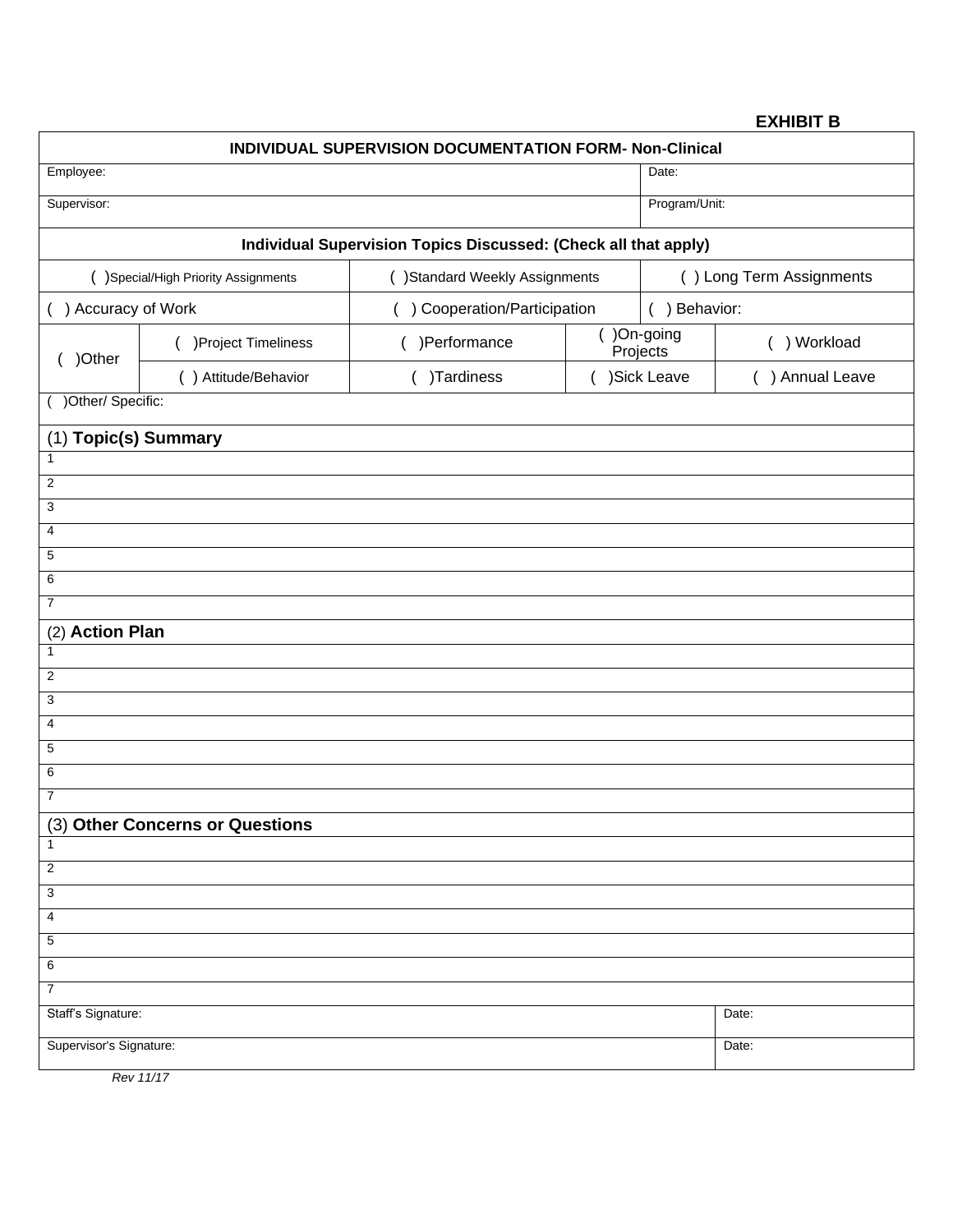**EXHIBIT B**

| INDIVIDUAL SUPERVISION DOCUMENTATION FORM- Non-Clinical | | | | |
|---|---|---|---|---|
| Employee: | | | Date: | |
| Supervisor: | | | Program/Unit: | |
| **Individual Supervision Topics Discussed: (Check all that apply)** | | | | |
| ( )Special/High Priority Assignments | | ( )Standard Weekly Assignments | ( ) Long Term Assignments | |
| ( ) Accuracy of Work | | ( ) Cooperation/Participation | ( ) Behavior: | |
| ( )Other | ( )Project Timeliness | ( )Performance | ( )On-going Projects | ( ) Workload |
| | ( ) Attitude/Behavior | ( )Tardiness | ( )Sick Leave | ( ) Annual Leave |
| ( )Other/ Specific: | | | | |

**(1) Topic(s) Summary**

1
2
3
4
5
6
7

**(2) Action Plan**

1
2
3
4
5
6
7

**(3) Other Concerns or Questions**

1
2
3
4
5
6
7

| | |
|---|---|
| Staff's Signature: | Date: |
| Supervisor's Signature: | Date: |

*Rev 11/17*